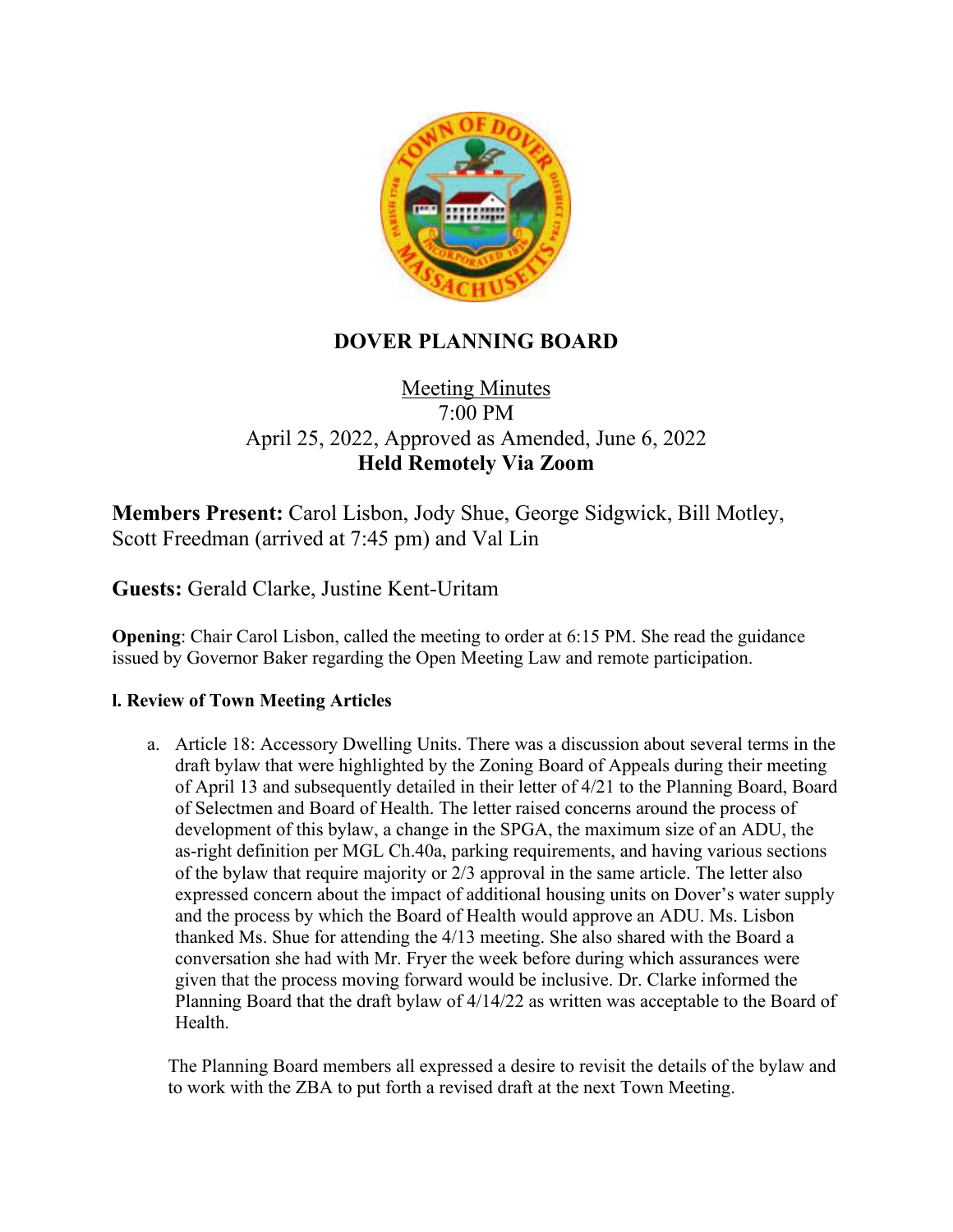# DOVER PLANNING BOARD

Meeting Minutes
7:00 PM
April 25, 2022, Approved as Amended, June 6, 2022
**Held Remotely Via Zoom**

**Members Present:** Carol Lisbon, Jody Shue, George Sidgwick, Bill Motley, Scott Freedman (arrived at 7:45 pm) and Val Lin

**Guests:** Gerald Clarke, Justine Kent-Uritam

**Opening**: Chair Carol Lisbon, called the meeting to order at 6:15 PM. She read the guidance issued by Governor Baker regarding the Open Meeting Law and remote participation.

**l. Review of Town Meeting Articles**

a. Article 18: Accessory Dwelling Units. There was a discussion about several terms in the draft bylaw that were highlighted by the Zoning Board of Appeals during their meeting of April 13 and subsequently detailed in their letter of 4/21 to the Planning Board, Board of Selectmen and Board of Health. The letter raised concerns around the process of development of this bylaw, a change in the SPGA, the maximum size of an ADU, the as-right definition per MGL Ch.40a, parking requirements, and having various sections of the bylaw that require majority or 2/3 approval in the same article. The letter also expressed concern about the impact of additional housing units on Dover's water supply and the process by which the Board of Health would approve an ADU. Ms. Lisbon thanked Ms. Shue for attending the 4/13 meeting. She also shared with the Board a conversation she had with Mr. Fryer the week before during which assurances were given that the process moving forward would be inclusive. Dr. Clarke informed the Planning Board that the draft bylaw of 4/14/22 as written was acceptable to the Board of Health.

The Planning Board members all expressed a desire to revisit the details of the bylaw and to work with the ZBA to put forth a revised draft at the next Town Meeting.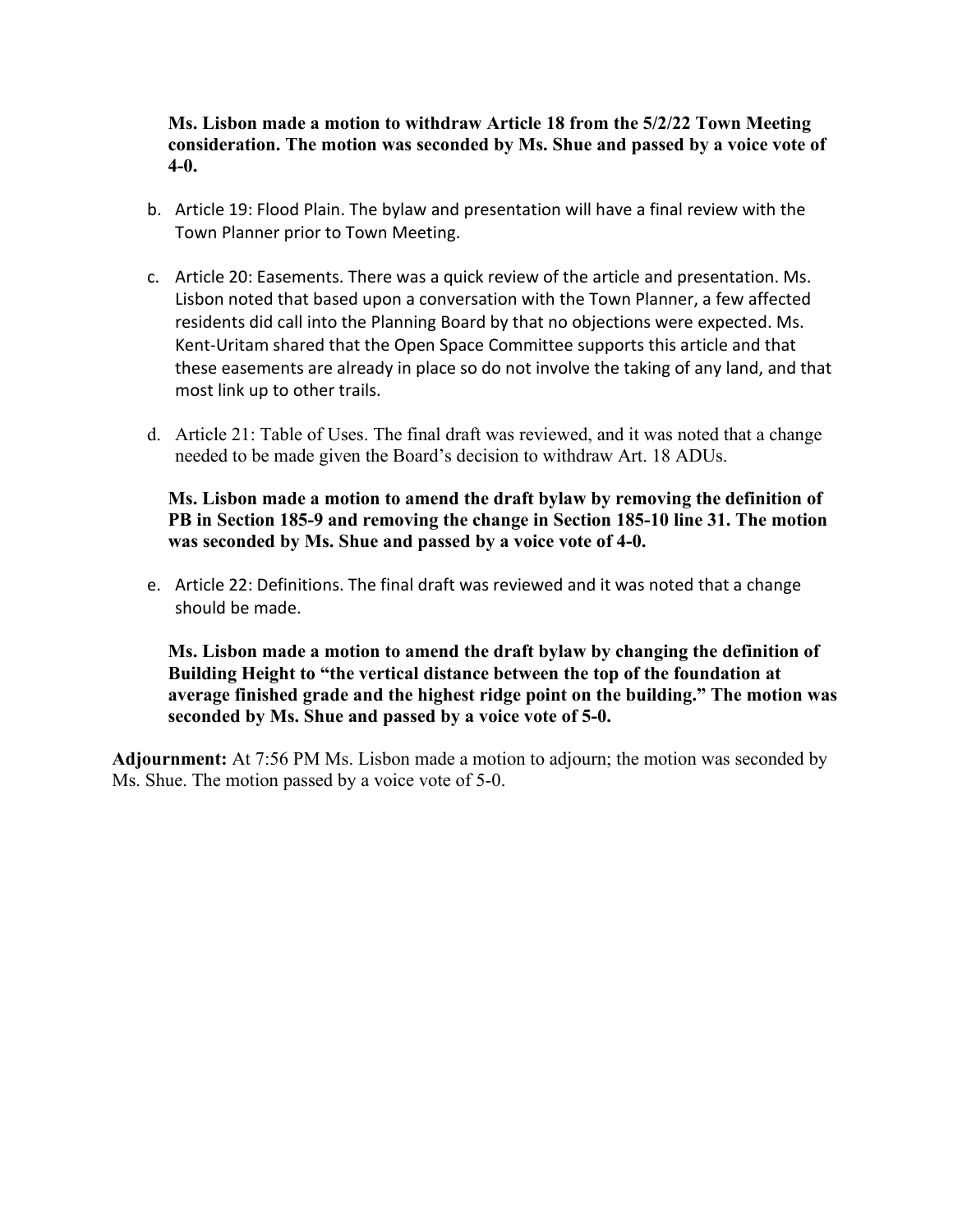**Ms. Lisbon made a motion to withdraw Article 18 from the 5/2/22 Town Meeting consideration. The motion was seconded by Ms. Shue and passed by a voice vote of 4-0.**

b. Article 19: Flood Plain. The bylaw and presentation will have a final review with the Town Planner prior to Town Meeting.

c. Article 20: Easements. There was a quick review of the article and presentation. Ms. Lisbon noted that based upon a conversation with the Town Planner, a few affected residents did call into the Planning Board by that no objections were expected. Ms. Kent-Uritam shared that the Open Space Committee supports this article and that these easements are already in place so do not involve the taking of any land, and that most link up to other trails.

d. Article 21: Table of Uses. The final draft was reviewed, and it was noted that a change needed to be made given the Board's decision to withdraw Art. 18 ADUs.

**Ms. Lisbon made a motion to amend the draft bylaw by removing the definition of PB in Section 185-9 and removing the change in Section 185-10 line 31. The motion was seconded by Ms. Shue and passed by a voice vote of 4-0.**

e. Article 22: Definitions. The final draft was reviewed and it was noted that a change should be made.

**Ms. Lisbon made a motion to amend the draft bylaw by changing the definition of Building Height to "the vertical distance between the top of the foundation at average finished grade and the highest ridge point on the building." The motion was seconded by Ms. Shue and passed by a voice vote of 5-0.**

**Adjournment:** At 7:56 PM Ms. Lisbon made a motion to adjourn; the motion was seconded by Ms. Shue. The motion passed by a voice vote of 5-0.